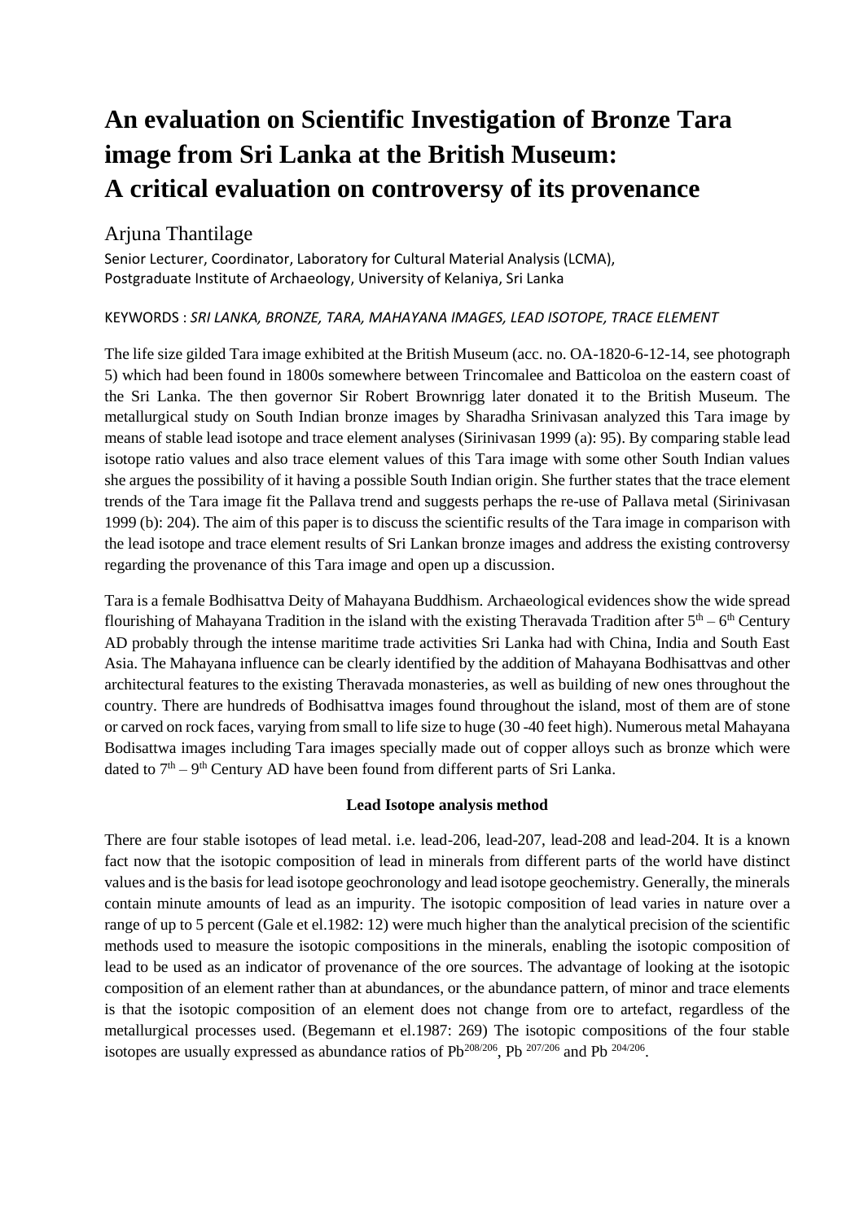# An evaluation on Scientific Investigation of Bronze Tara image from Sri Lanka at the British Museum: A critical evaluation on controversy of its provenance

Arjuna Thantilage

Senior Lecturer, Coordinator, Laboratory for Cultural Material Analysis (LCMA), Postgraduate Institute of Archaeology, University of Kelaniya, Sri Lanka

KEYWORDS : *SRI LANKA, BRONZE, TARA, MAHAYANA IMAGES, LEAD ISOTOPE, TRACE ELEMENT*

The life size gilded Tara image exhibited at the British Museum (acc. no. OA-1820-6-12-14, see photograph 5) which had been found in 1800s somewhere between Trincomalee and Batticoloa on the eastern coast of the Sri Lanka. The then governor Sir Robert Brownrigg later donated it to the British Museum. The metallurgical study on South Indian bronze images by Sharadha Srinivasan analyzed this Tara image by means of stable lead isotope and trace element analyses (Sirinivasan 1999 (a): 95). By comparing stable lead isotope ratio values and also trace element values of this Tara image with some other South Indian values she argues the possibility of it having a possible South Indian origin. She further states that the trace element trends of the Tara image fit the Pallava trend and suggests perhaps the re-use of Pallava metal (Sirinivasan 1999 (b): 204). The aim of this paper is to discuss the scientific results of the Tara image in comparison with the lead isotope and trace element results of Sri Lankan bronze images and address the existing controversy regarding the provenance of this Tara image and open up a discussion.

Tara is a female Bodhisattva Deity of Mahayana Buddhism. Archaeological evidences show the wide spread flourishing of Mahayana Tradition in the island with the existing Theravada Tradition after $5^{th}$ – $6^{th}$ Century AD probably through the intense maritime trade activities Sri Lanka had with China, India and South East Asia. The Mahayana influence can be clearly identified by the addition of Mahayana Bodhisattvas and other architectural features to the existing Theravada monasteries, as well as building of new ones throughout the country. There are hundreds of Bodhisattva images found throughout the island, most of them are of stone or carved on rock faces, varying from small to life size to huge (30 -40 feet high). Numerous metal Mahayana Bodisattwa images including Tara images specially made out of copper alloys such as bronze which were dated to $7^{th}$ – $9^{th}$ Century AD have been found from different parts of Sri Lanka.

### Lead Isotope analysis method

There are four stable isotopes of lead metal. i.e. lead-206, lead-207, lead-208 and lead-204. It is a known fact now that the isotopic composition of lead in minerals from different parts of the world have distinct values and is the basis for lead isotope geochronology and lead isotope geochemistry. Generally, the minerals contain minute amounts of lead as an impurity. The isotopic composition of lead varies in nature over a range of up to 5 percent (Gale et el.1982: 12) were much higher than the analytical precision of the scientific methods used to measure the isotopic compositions in the minerals, enabling the isotopic composition of lead to be used as an indicator of provenance of the ore sources. The advantage of looking at the isotopic composition of an element rather than at abundances, or the abundance pattern, of minor and trace elements is that the isotopic composition of an element does not change from ore to artefact, regardless of the metallurgical processes used. (Begemann et el.1987: 269) The isotopic compositions of the four stable isotopes are usually expressed as abundance ratios of $Pb^{208/206}$, $Pb^{207/206}$ and $Pb^{204/206}$.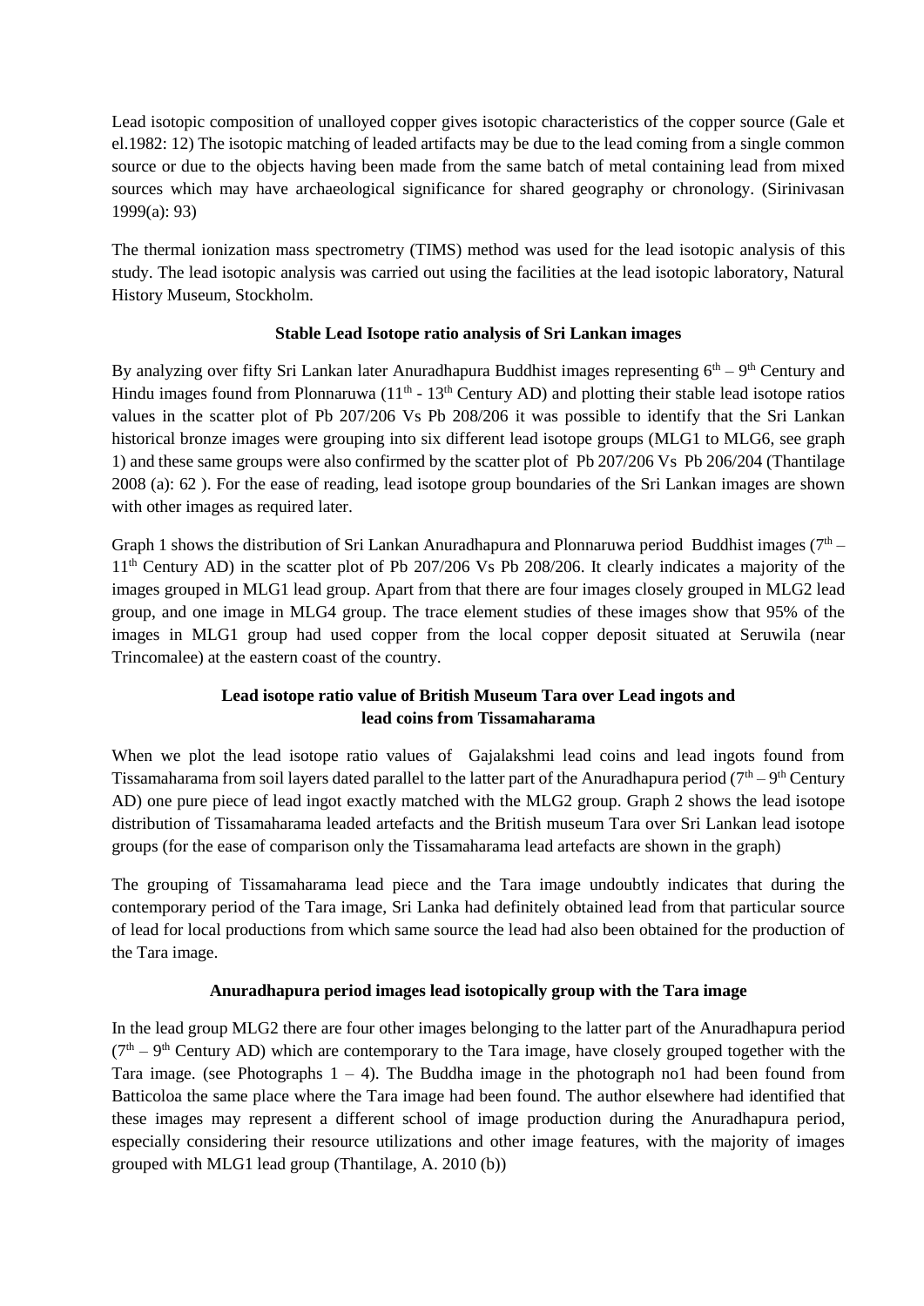Lead isotopic composition of unalloyed copper gives isotopic characteristics of the copper source (Gale et el.1982: 12) The isotopic matching of leaded artifacts may be due to the lead coming from a single common source or due to the objects having been made from the same batch of metal containing lead from mixed sources which may have archaeological significance for shared geography or chronology. (Sirinivasan 1999(a): 93)

The thermal ionization mass spectrometry (TIMS) method was used for the lead isotopic analysis of this study. The lead isotopic analysis was carried out using the facilities at the lead isotopic laboratory, Natural History Museum, Stockholm.

### Stable Lead Isotope ratio analysis of Sri Lankan images

By analyzing over fifty Sri Lankan later Anuradhapura Buddhist images representing $6^{th}$ – $9^{th}$ Century and Hindu images found from Plonnaruwa ($11^{th}$ - $13^{th}$ Century AD) and plotting their stable lead isotope ratios values in the scatter plot of Pb 207/206 Vs Pb 208/206 it was possible to identify that the Sri Lankan historical bronze images were grouping into six different lead isotope groups (MLG1 to MLG6, see graph 1) and these same groups were also confirmed by the scatter plot of Pb 207/206 Vs Pb 206/204 (Thantilage 2008 (a): 62 ). For the ease of reading, lead isotope group boundaries of the Sri Lankan images are shown with other images as required later.

Graph 1 shows the distribution of Sri Lankan Anuradhapura and Plonnaruwa period Buddhist images ($7^{th}$ – $11^{th}$ Century AD) in the scatter plot of Pb 207/206 Vs Pb 208/206. It clearly indicates a majority of the images grouped in MLG1 lead group. Apart from that there are four images closely grouped in MLG2 lead group, and one image in MLG4 group. The trace element studies of these images show that 95% of the images in MLG1 group had used copper from the local copper deposit situated at Seruwila (near Trincomalee) at the eastern coast of the country.

### Lead isotope ratio value of British Museum Tara over Lead ingots and lead coins from Tissamaharama

When we plot the lead isotope ratio values of Gajalakshmi lead coins and lead ingots found from Tissamaharama from soil layers dated parallel to the latter part of the Anuradhapura period ($7^{th}$ – $9^{th}$ Century AD) one pure piece of lead ingot exactly matched with the MLG2 group. Graph 2 shows the lead isotope distribution of Tissamaharama leaded artefacts and the British museum Tara over Sri Lankan lead isotope groups (for the ease of comparison only the Tissamaharama lead artefacts are shown in the graph)

The grouping of Tissamaharama lead piece and the Tara image undoubtly indicates that during the contemporary period of the Tara image, Sri Lanka had definitely obtained lead from that particular source of lead for local productions from which same source the lead had also been obtained for the production of the Tara image.

### Anuradhapura period images lead isotopically group with the Tara image

In the lead group MLG2 there are four other images belonging to the latter part of the Anuradhapura period ($7^{th}$ – $9^{th}$ Century AD) which are contemporary to the Tara image, have closely grouped together with the Tara image. (see Photographs 1 – 4). The Buddha image in the photograph no1 had been found from Batticoloa the same place where the Tara image had been found. The author elsewhere had identified that these images may represent a different school of image production during the Anuradhapura period, especially considering their resource utilizations and other image features, with the majority of images grouped with MLG1 lead group (Thantilage, A. 2010 (b))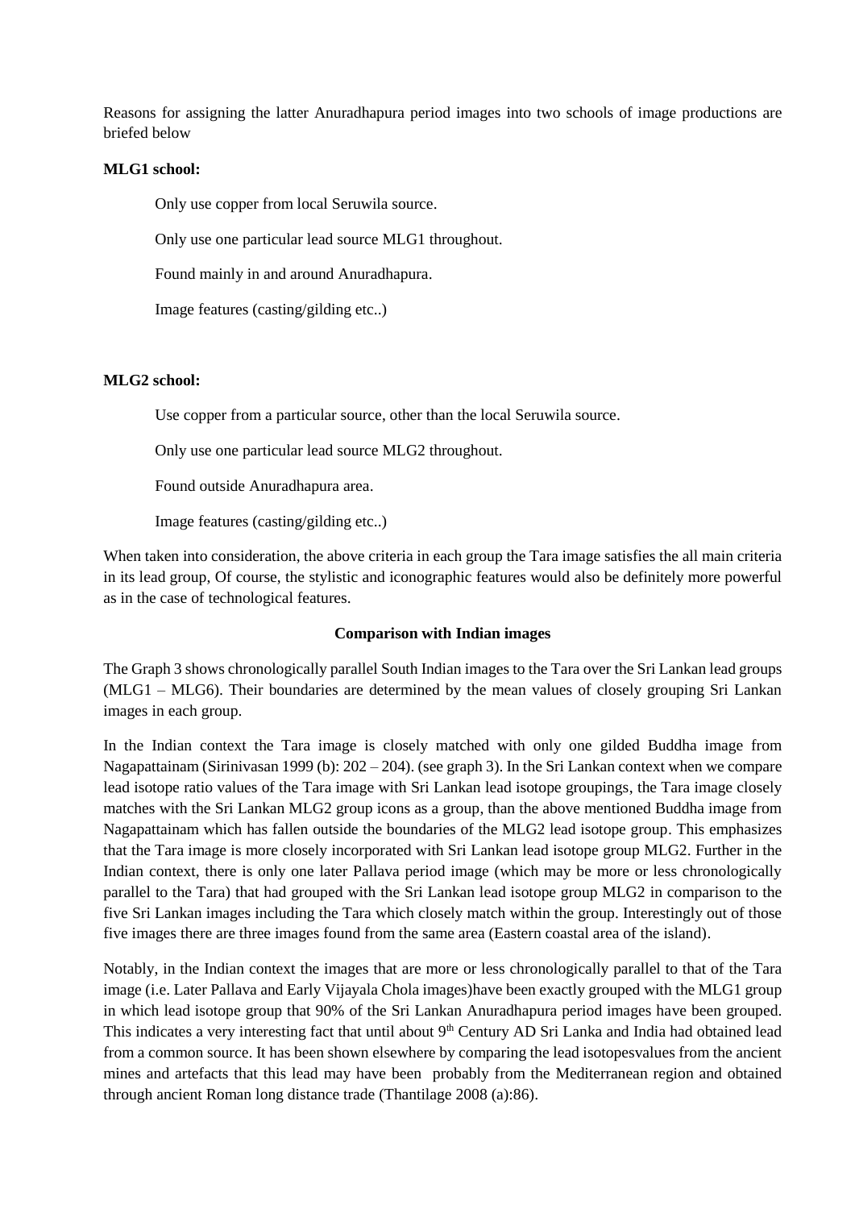Reasons for assigning the latter Anuradhapura period images into two schools of image productions are briefed below

**MLG1 school:**

Only use copper from local Seruwila source.

Only use one particular lead source MLG1 throughout.

Found mainly in and around Anuradhapura.

Image features (casting/gilding etc..)

**MLG2 school:**

Use copper from a particular source, other than the local Seruwila source.

Only use one particular lead source MLG2 throughout.

Found outside Anuradhapura area.

Image features (casting/gilding etc..)

When taken into consideration, the above criteria in each group the Tara image satisfies the all main criteria in its lead group, Of course, the stylistic and iconographic features would also be definitely more powerful as in the case of technological features.

### Comparison with Indian images

The Graph 3 shows chronologically parallel South Indian images to the Tara over the Sri Lankan lead groups (MLG1 – MLG6). Their boundaries are determined by the mean values of closely grouping Sri Lankan images in each group.

In the Indian context the Tara image is closely matched with only one gilded Buddha image from Nagapattainam (Sirinivasan 1999 (b): 202 – 204). (see graph 3). In the Sri Lankan context when we compare lead isotope ratio values of the Tara image with Sri Lankan lead isotope groupings, the Tara image closely matches with the Sri Lankan MLG2 group icons as a group, than the above mentioned Buddha image from Nagapattainam which has fallen outside the boundaries of the MLG2 lead isotope group. This emphasizes that the Tara image is more closely incorporated with Sri Lankan lead isotope group MLG2. Further in the Indian context, there is only one later Pallava period image (which may be more or less chronologically parallel to the Tara) that had grouped with the Sri Lankan lead isotope group MLG2 in comparison to the five Sri Lankan images including the Tara which closely match within the group. Interestingly out of those five images there are three images found from the same area (Eastern coastal area of the island).

Notably, in the Indian context the images that are more or less chronologically parallel to that of the Tara image (i.e. Later Pallava and Early Vijayala Chola images)have been exactly grouped with the MLG1 group in which lead isotope group that 90% of the Sri Lankan Anuradhapura period images have been grouped. This indicates a very interesting fact that until about 9th Century AD Sri Lanka and India had obtained lead from a common source. It has been shown elsewhere by comparing the lead isotopesvalues from the ancient mines and artefacts that this lead may have been probably from the Mediterranean region and obtained through ancient Roman long distance trade (Thantilage 2008 (a):86).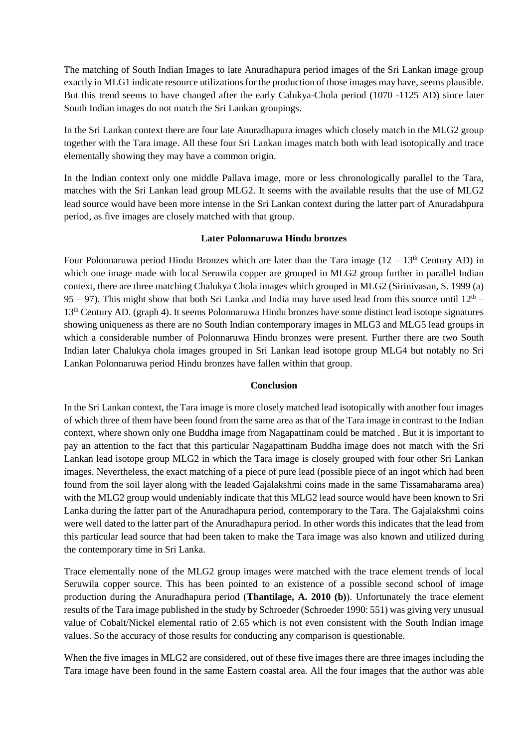The matching of South Indian Images to late Anuradhapura period images of the Sri Lankan image group exactly in MLG1 indicate resource utilizations for the production of those images may have, seems plausible. But this trend seems to have changed after the early Calukya-Chola period (1070 -1125 AD) since later South Indian images do not match the Sri Lankan groupings.

In the Sri Lankan context there are four late Anuradhapura images which closely match in the MLG2 group together with the Tara image. All these four Sri Lankan images match both with lead isotopically and trace elementally showing they may have a common origin.

In the Indian context only one middle Pallava image, more or less chronologically parallel to the Tara, matches with the Sri Lankan lead group MLG2. It seems with the available results that the use of MLG2 lead source would have been more intense in the Sri Lankan context during the latter part of Anuradahpura period, as five images are closely matched with that group.

### Later Polonnaruwa Hindu bronzes

Four Polonnaruwa period Hindu Bronzes which are later than the Tara image (12 – 13th Century AD) in which one image made with local Seruwila copper are grouped in MLG2 group further in parallel Indian context, there are three matching Chalukya Chola images which grouped in MLG2 (Sirinivasan, S. 1999 (a) 95 – 97). This might show that both Sri Lanka and India may have used lead from this source until 12th – 13th Century AD. (graph 4). It seems Polonnaruwa Hindu bronzes have some distinct lead isotope signatures showing uniqueness as there are no South Indian contemporary images in MLG3 and MLG5 lead groups in which a considerable number of Polonnaruwa Hindu bronzes were present. Further there are two South Indian later Chalukya chola images grouped in Sri Lankan lead isotope group MLG4 but notably no Sri Lankan Polonnaruwa period Hindu bronzes have fallen within that group.

### Conclusion

In the Sri Lankan context, the Tara image is more closely matched lead isotopically with another four images of which three of them have been found from the same area as that of the Tara image in contrast to the Indian context, where shown only one Buddha image from Nagapattinam could be matched . But it is important to pay an attention to the fact that this particular Nagapattinam Buddha image does not match with the Sri Lankan lead isotope group MLG2 in which the Tara image is closely grouped with four other Sri Lankan images. Nevertheless, the exact matching of a piece of pure lead (possible piece of an ingot which had been found from the soil layer along with the leaded Gajalakshmi coins made in the same Tissamaharama area) with the MLG2 group would undeniably indicate that this MLG2 lead source would have been known to Sri Lanka during the latter part of the Anuradhapura period, contemporary to the Tara. The Gajalakshmi coins were well dated to the latter part of the Anuradhapura period. In other words this indicates that the lead from this particular lead source that had been taken to make the Tara image was also known and utilized during the contemporary time in Sri Lanka.

Trace elementally none of the MLG2 group images were matched with the trace element trends of local Seruwila copper source. This has been pointed to an existence of a possible second school of image production during the Anuradhapura period (**Thantilage, A. 2010 (b)**). Unfortunately the trace element results of the Tara image published in the study by Schroeder (Schroeder 1990: 551) was giving very unusual value of Cobalt/Nickel elemental ratio of 2.65 which is not even consistent with the South Indian image values. So the accuracy of those results for conducting any comparison is questionable.

When the five images in MLG2 are considered, out of these five images there are three images including the Tara image have been found in the same Eastern coastal area. All the four images that the author was able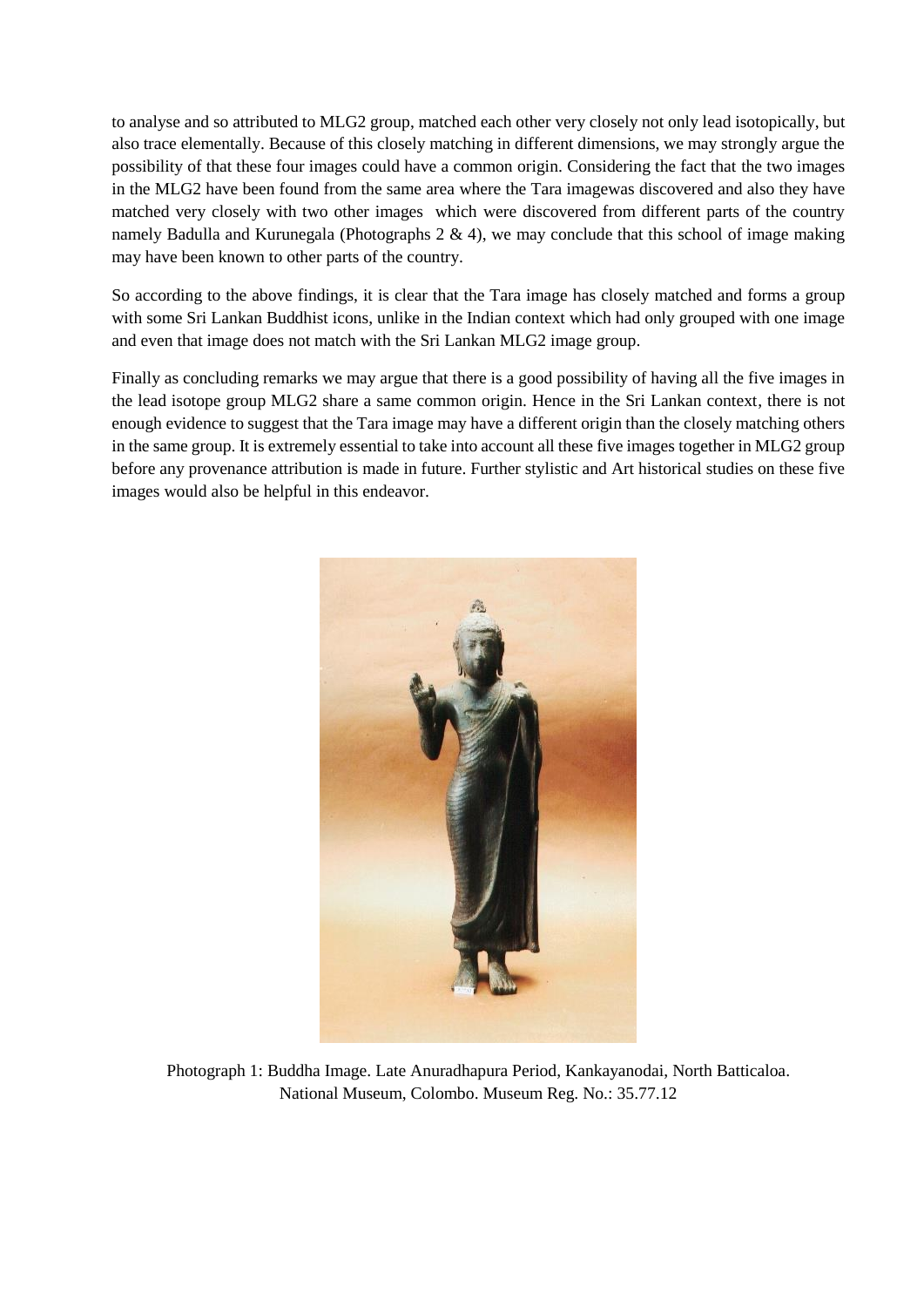to analyse and so attributed to MLG2 group, matched each other very closely not only lead isotopically, but also trace elementally. Because of this closely matching in different dimensions, we may strongly argue the possibility of that these four images could have a common origin. Considering the fact that the two images in the MLG2 have been found from the same area where the Tara imagewas discovered and also they have matched very closely with two other images which were discovered from different parts of the country namely Badulla and Kurunegala (Photographs 2 & 4), we may conclude that this school of image making may have been known to other parts of the country.

So according to the above findings, it is clear that the Tara image has closely matched and forms a group with some Sri Lankan Buddhist icons, unlike in the Indian context which had only grouped with one image and even that image does not match with the Sri Lankan MLG2 image group.

Finally as concluding remarks we may argue that there is a good possibility of having all the five images in the lead isotope group MLG2 share a same common origin. Hence in the Sri Lankan context, there is not enough evidence to suggest that the Tara image may have a different origin than the closely matching others in the same group. It is extremely essential to take into account all these five images together in MLG2 group before any provenance attribution is made in future. Further stylistic and Art historical studies on these five images would also be helpful in this endeavor.

Photograph 1: Buddha Image. Late Anuradhapura Period, Kankayanodai, North Batticaloa. National Museum, Colombo. Museum Reg. No.: 35.77.12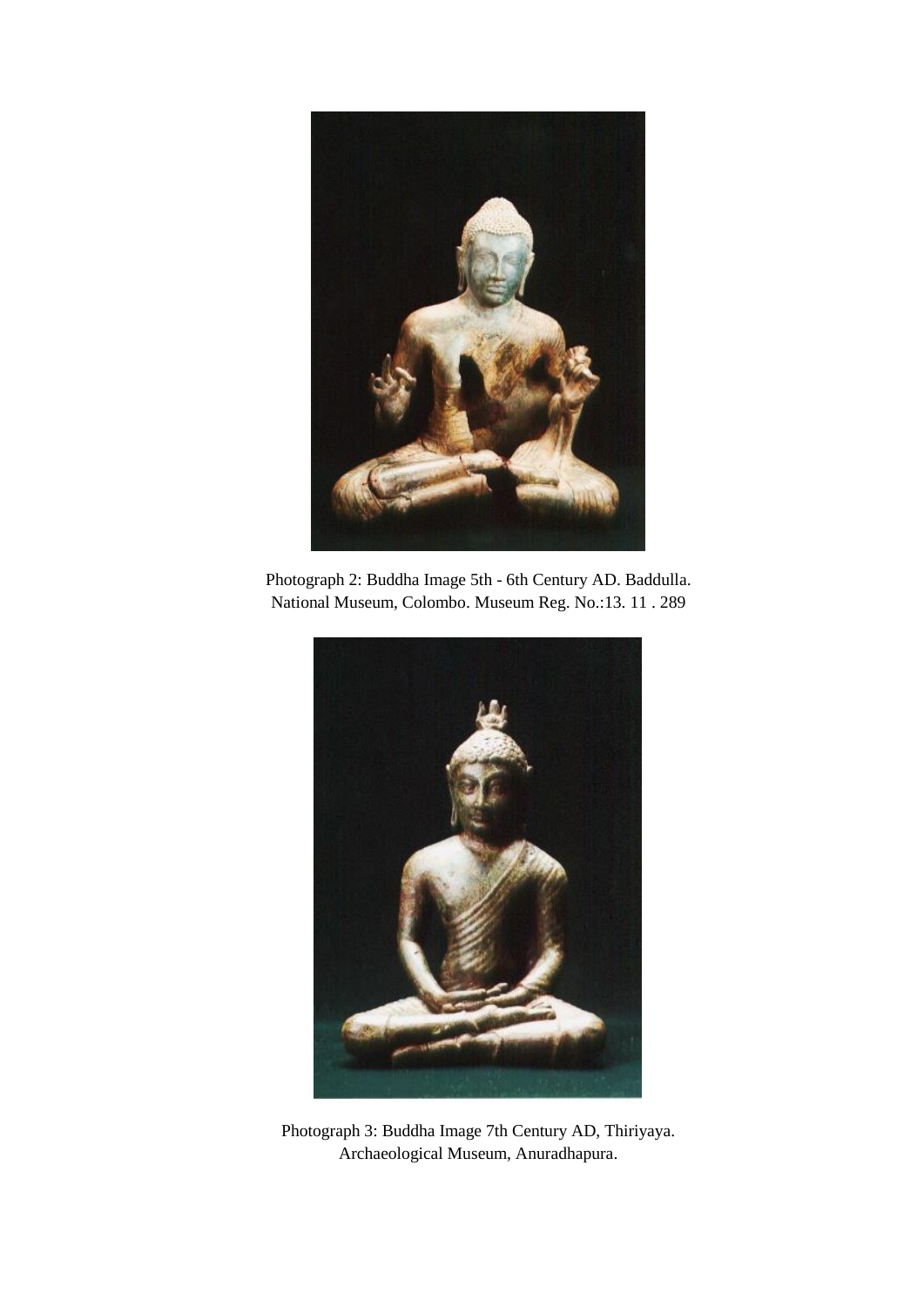Photograph 2: Buddha Image 5th - 6th Century AD. Baddulla.
National Museum, Colombo. Museum Reg. No.:13. 11 . 289

Photograph 3: Buddha Image 7th Century AD, Thiriyaya.
Archaeological Museum, Anuradhapura.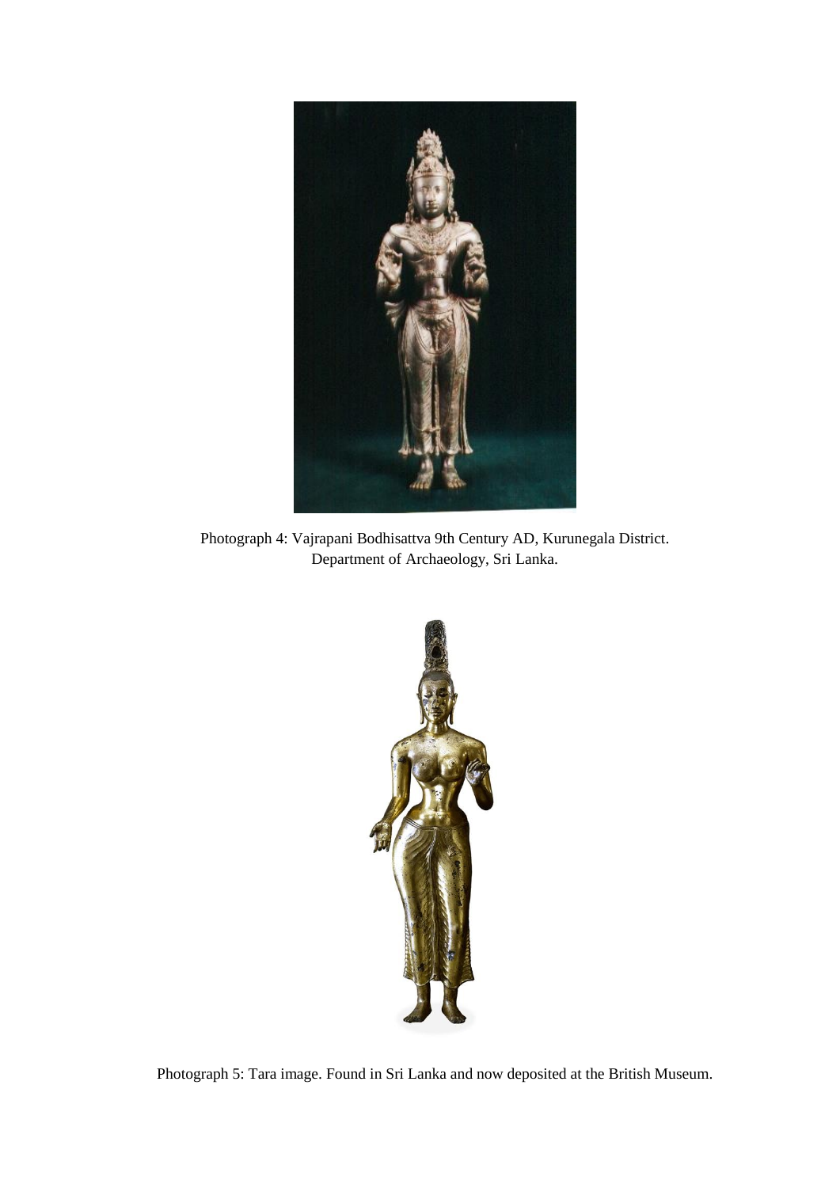Photograph 4: Vajrapani Bodhisattva 9th Century AD, Kurunegala District. Department of Archaeology, Sri Lanka.

Photograph 5: Tara image. Found in Sri Lanka and now deposited at the British Museum.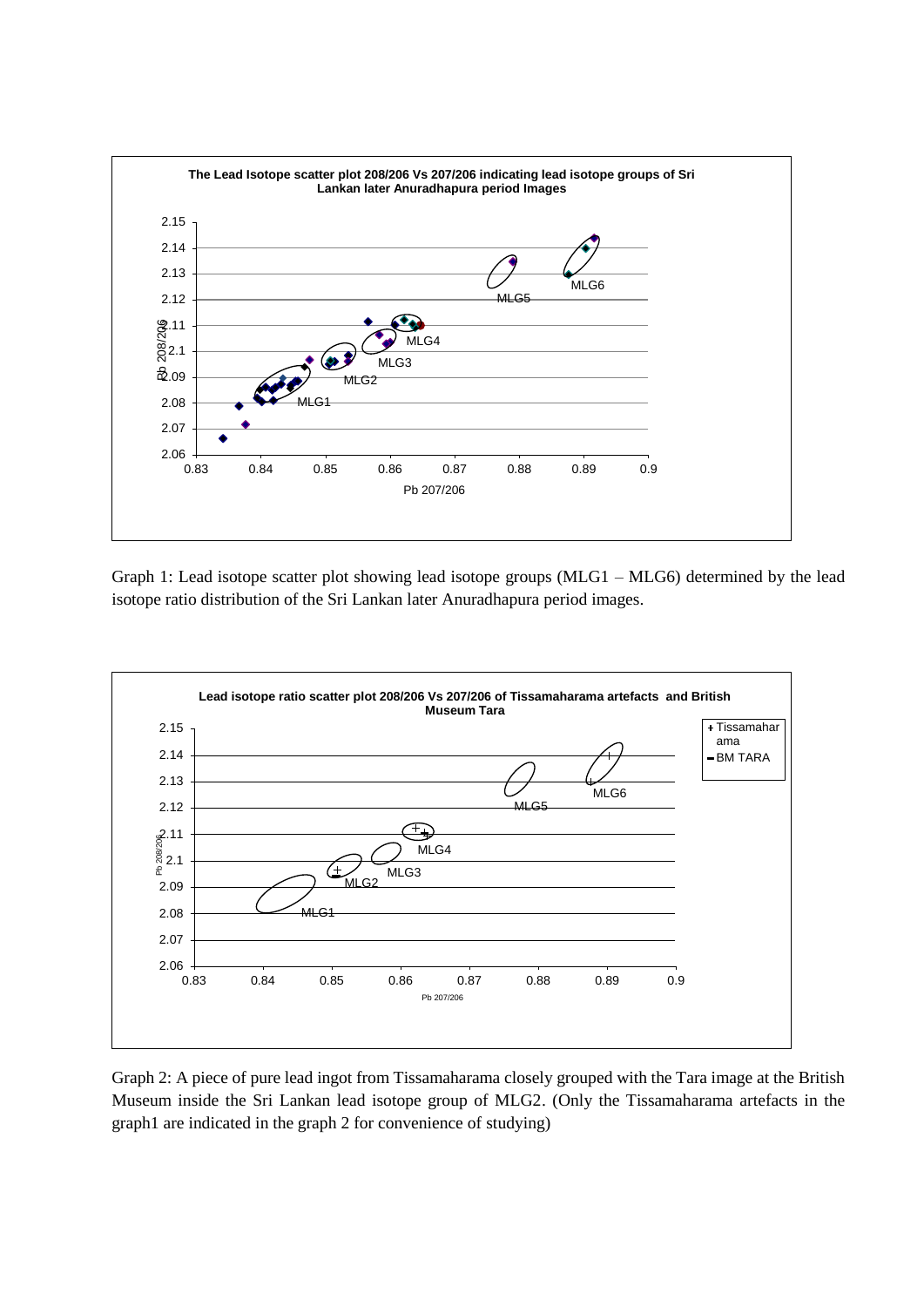Graph 1: Lead isotope scatter plot showing lead isotope groups (MLG1 – MLG6) determined by the lead isotope ratio distribution of the Sri Lankan later Anuradhapura period images.

Graph 2: A piece of pure lead ingot from Tissamaharama closely grouped with the Tara image at the British Museum inside the Sri Lankan lead isotope group of MLG2. (Only the Tissamaharama artefacts in the graph1 are indicated in the graph 2 for convenience of studying)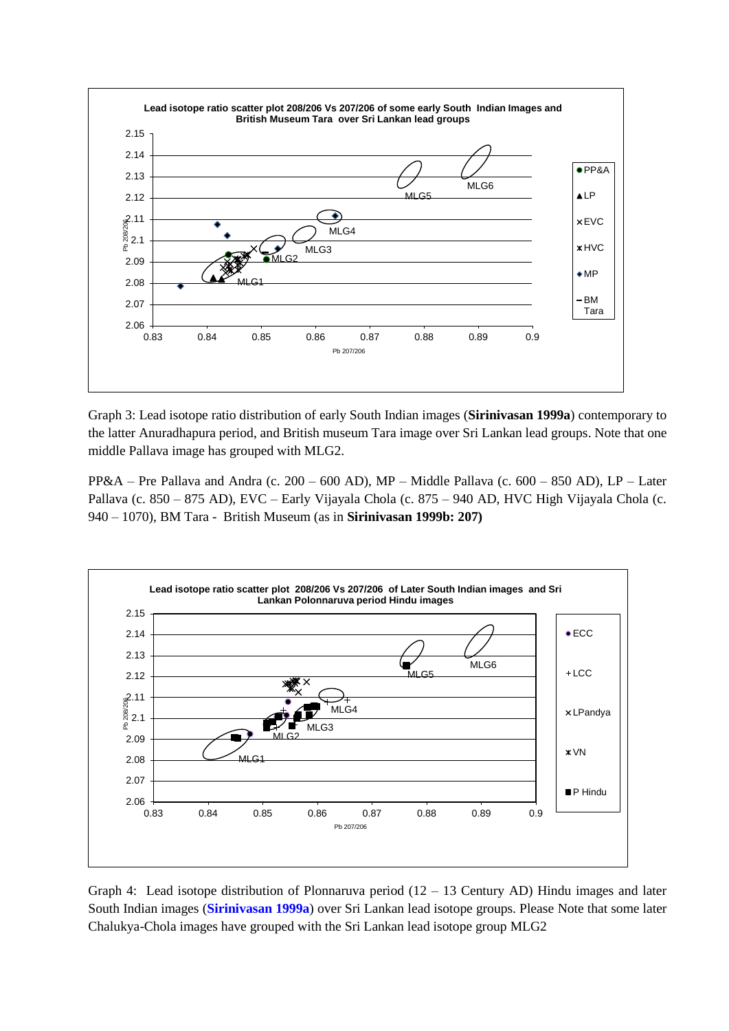Graph 3: Lead isotope ratio distribution of early South Indian images (**Sirinivasan 1999a**) contemporary to the latter Anuradhapura period, and British museum Tara image over Sri Lankan lead groups. Note that one middle Pallava image has grouped with MLG2.

PP&A – Pre Pallava and Andra (c. 200 – 600 AD), MP – Middle Pallava (c. 600 – 850 AD), LP – Later Pallava (c. 850 – 875 AD), EVC – Early Vijayala Chola (c. 875 – 940 AD, HVC High Vijayala Chola (c. 940 – 1070), BM Tara - British Museum (as in **Sirinivasan 1999b: 207)**

Graph 4: Lead isotope distribution of Plonnaruva period (12 – 13 Century AD) Hindu images and later South Indian images (**Sirinivasan 1999a**) over Sri Lankan lead isotope groups. Please Note that some later Chalukya-Chola images have grouped with the Sri Lankan lead isotope group MLG2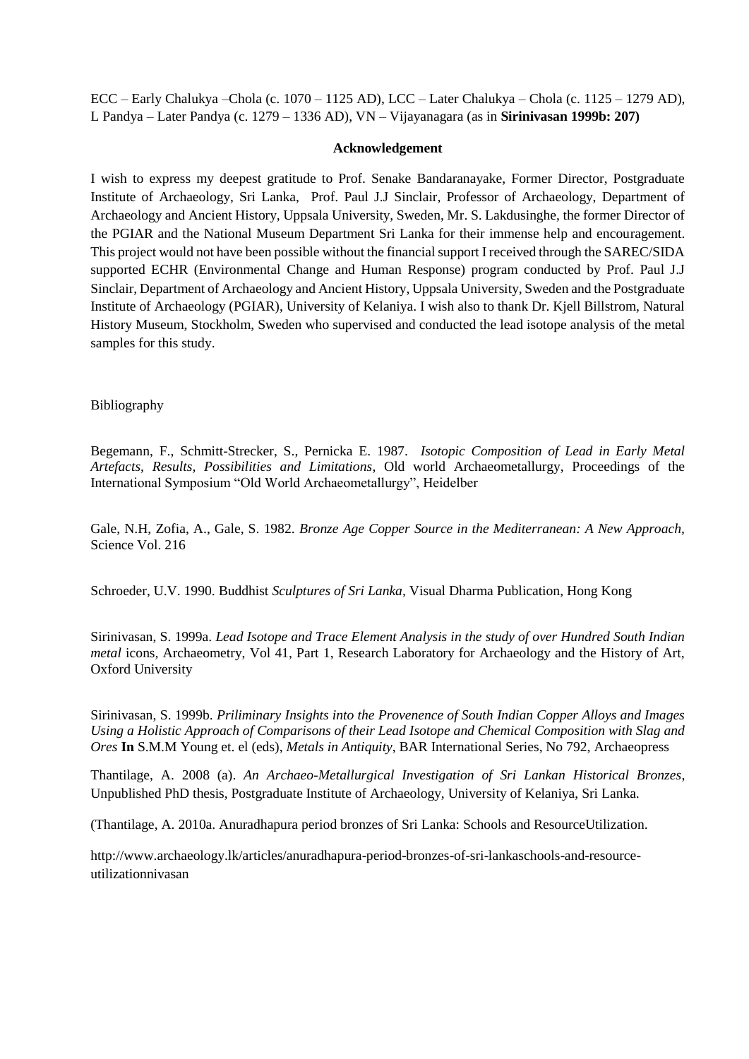ECC – Early Chalukya –Chola (c. 1070 – 1125 AD), LCC – Later Chalukya – Chola (c. 1125 – 1279 AD), L Pandya – Later Pandya (c. 1279 – 1336 AD), VN – Vijayanagara (as in **Sirinivasan 1999b: 207)**

## Acknowledgement

I wish to express my deepest gratitude to Prof. Senake Bandaranayake, Former Director, Postgraduate Institute of Archaeology, Sri Lanka, Prof. Paul J.J Sinclair, Professor of Archaeology, Department of Archaeology and Ancient History, Uppsala University, Sweden, Mr. S. Lakdusinghe, the former Director of the PGIAR and the National Museum Department Sri Lanka for their immense help and encouragement. This project would not have been possible without the financial support I received through the SAREC/SIDA supported ECHR (Environmental Change and Human Response) program conducted by Prof. Paul J.J Sinclair, Department of Archaeology and Ancient History, Uppsala University, Sweden and the Postgraduate Institute of Archaeology (PGIAR), University of Kelaniya. I wish also to thank Dr. Kjell Billstrom, Natural History Museum, Stockholm, Sweden who supervised and conducted the lead isotope analysis of the metal samples for this study.

Bibliography

Begemann, F., Schmitt-Strecker, S., Pernicka E. 1987. *Isotopic Composition of Lead in Early Metal Artefacts, Results, Possibilities and Limitations,* Old world Archaeometallurgy, Proceedings of the International Symposium “Old World Archaeometallurgy”, Heidelber

Gale, N.H, Zofia, A., Gale, S. 1982. *Bronze Age Copper Source in the Mediterranean: A New Approach,* Science Vol. 216

Schroeder, U.V. 1990. Buddhist *Sculptures of Sri Lanka*, Visual Dharma Publication, Hong Kong

Sirinivasan, S. 1999a. *Lead Isotope and Trace Element Analysis in the study of over Hundred South Indian metal* icons, Archaeometry, Vol 41, Part 1, Research Laboratory for Archaeology and the History of Art, Oxford University

Sirinivasan, S. 1999b. *Priliminary Insights into the Provenence of South Indian Copper Alloys and Images Using a Holistic Approach of Comparisons of their Lead Isotope and Chemical Composition with Slag and Ores* **In** S.M.M Young et. el (eds), *Metals in Antiquity*, BAR International Series, No 792, Archaeopress

Thantilage, A. 2008 (a). *An Archaeo-Metallurgical Investigation of Sri Lankan Historical Bronzes*, Unpublished PhD thesis, Postgraduate Institute of Archaeology, University of Kelaniya, Sri Lanka.

(Thantilage, A. 2010a. Anuradhapura period bronzes of Sri Lanka: Schools and ResourceUtilization.

http://www.archaeology.lk/articles/anuradhapura-period-bronzes-of-sri-lankaschools-and-resource-utilizationnivasan